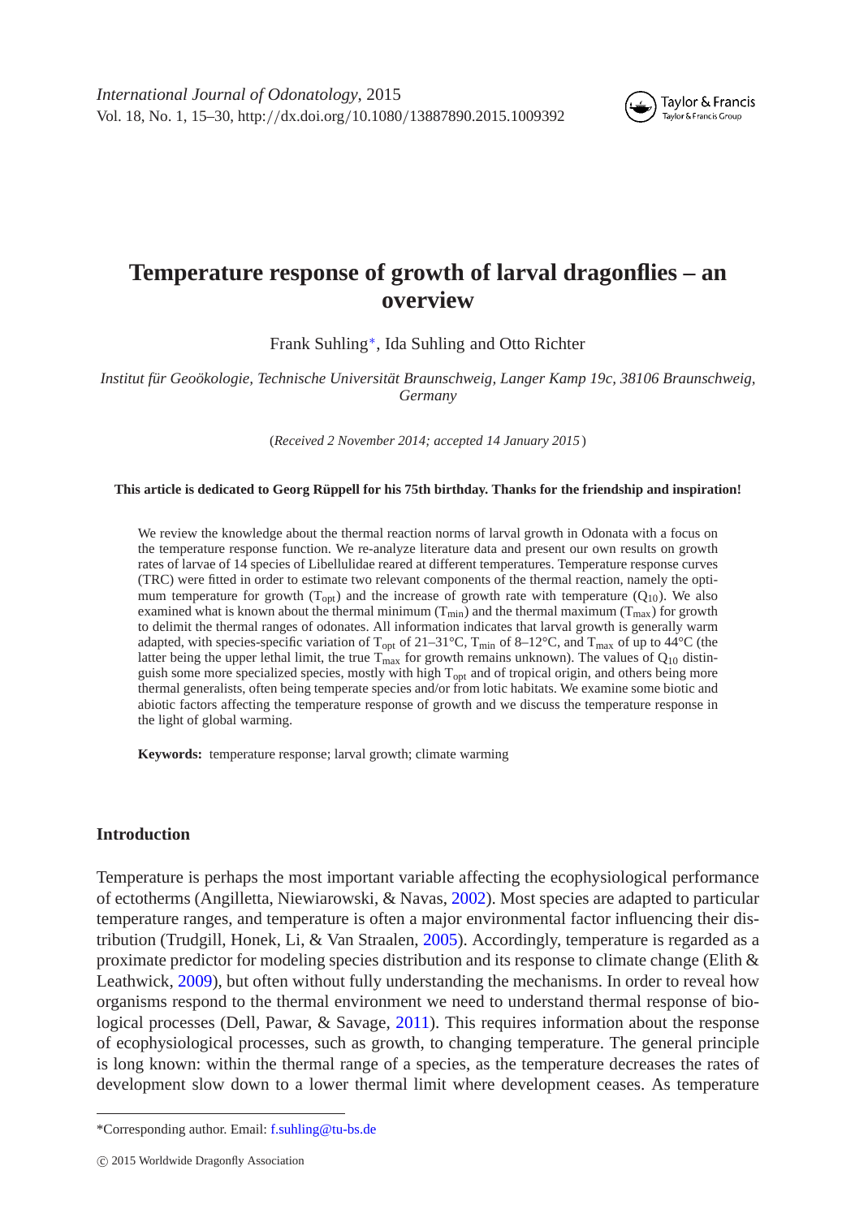# Temperature response of growth of larval dragonflies – an overview

Frank Suhling*, Ida Suhling and Otto Richter

*Institut für Geoökologie, Technische Universität Braunschweig, Langer Kamp 19c, 38106 Braunschweig, Germany*

(*Received 2 November 2014; accepted 14 January 2015*)

**This article is dedicated to Georg Rüppell for his 75th birthday. Thanks for the friendship and inspiration!**

We review the knowledge about the thermal reaction norms of larval growth in Odonata with a focus on the temperature response function. We re-analyze literature data and present our own results on growth rates of larvae of 14 species of Libellulidae reared at different temperatures. Temperature response curves (TRC) were fitted in order to estimate two relevant components of the thermal reaction, namely the optimum temperature for growth ($T_{opt}$) and the increase of growth rate with temperature ($Q_{10}$). We also examined what is known about the thermal minimum ($T_{min}$) and the thermal maximum ($T_{max}$) for growth to delimit the thermal ranges of odonates. All information indicates that larval growth is generally warm adapted, with species-specific variation of $T_{opt}$ of 21–31°C, $T_{min}$ of 8–12°C, and $T_{max}$ of up to 44°C (the latter being the upper lethal limit, the true $T_{max}$ for growth remains unknown). The values of $Q_{10}$ distinguish some more specialized species, mostly with high $T_{opt}$ and of tropical origin, and others being more thermal generalists, often being temperate species and/or from lotic habitats. We examine some biotic and abiotic factors affecting the temperature response of growth and we discuss the temperature response in the light of global warming.

**Keywords:** temperature response; larval growth; climate warming

## Introduction

Temperature is perhaps the most important variable affecting the ecophysiological performance of ectotherms (Angilletta, Niewiarowski, & Navas, 2002). Most species are adapted to particular temperature ranges, and temperature is often a major environmental factor influencing their distribution (Trudgill, Honek, Li, & Van Straalen, 2005). Accordingly, temperature is regarded as a proximate predictor for modeling species distribution and its response to climate change (Elith & Leathwick, 2009), but often without fully understanding the mechanisms. In order to reveal how organisms respond to the thermal environment we need to understand thermal response of biological processes (Dell, Pawar, & Savage, 2011). This requires information about the response of ecophysiological processes, such as growth, to changing temperature. The general principle is long known: within the thermal range of a species, as the temperature decreases the rates of development slow down to a lower thermal limit where development ceases. As temperature

*Corresponding author. Email: f.suhling@tu-bs.de

© 2015 Worldwide Dragonfly Association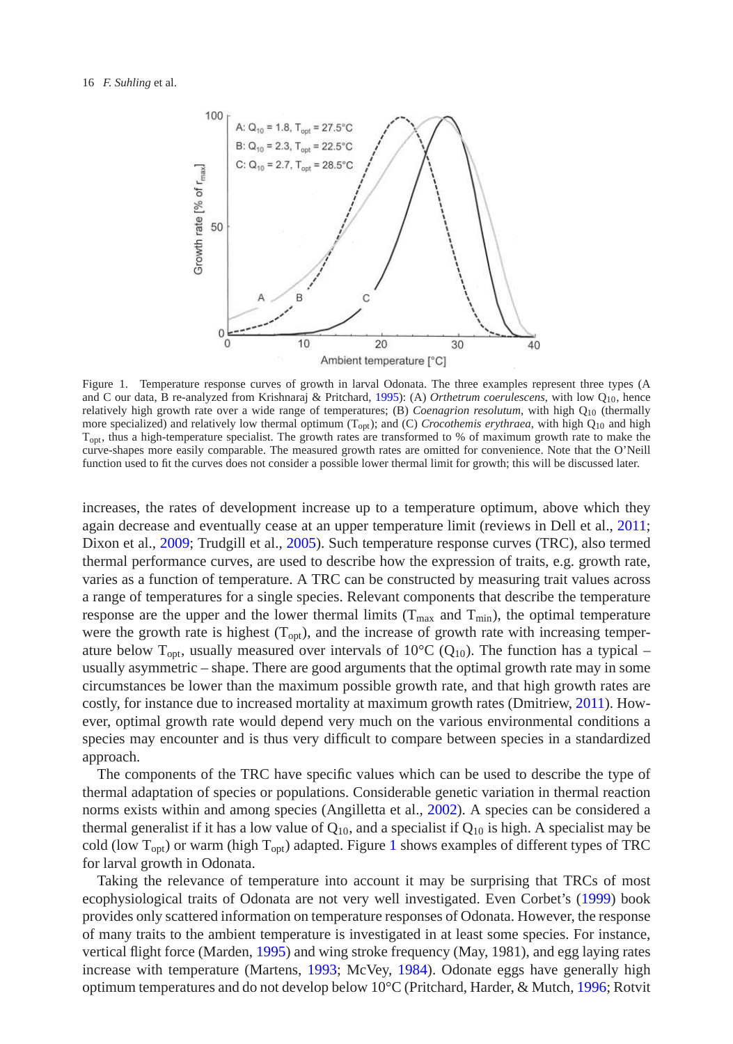Figure 1. Temperature response curves of growth in larval Odonata. The three examples represent three types (A and C our data, B re-analyzed from Krishnaraj & Pritchard, 1995): (A) *Orthetrum coerulescens*, with low $Q_{10}$, hence relatively high growth rate over a wide range of temperatures; (B) *Coenagrion resolutum*, with high $Q_{10}$ (thermally more specialized) and relatively low thermal optimum ($T_{opt}$); and (C) *Crocothemis erythraea*, with high $Q_{10}$ and high $T_{opt}$, thus a high-temperature specialist. The growth rates are transformed to % of maximum growth rate to make the curve-shapes more easily comparable. The measured growth rates are omitted for convenience. Note that the O'Neill function used to fit the curves does not consider a possible lower thermal limit for growth; this will be discussed later.

increases, the rates of development increase up to a temperature optimum, above which they again decrease and eventually cease at an upper temperature limit (reviews in Dell et al., 2011; Dixon et al., 2009; Trudgill et al., 2005). Such temperature response curves (TRC), also termed thermal performance curves, are used to describe how the expression of traits, e.g. growth rate, varies as a function of temperature. A TRC can be constructed by measuring trait values across a range of temperatures for a single species. Relevant components that describe the temperature response are the upper and the lower thermal limits ($T_{max}$ and $T_{min}$), the optimal temperature were the growth rate is highest ($T_{opt}$), and the increase of growth rate with increasing temperature below $T_{opt}$, usually measured over intervals of 10°C ($Q_{10}$). The function has a typical – usually asymmetric – shape. There are good arguments that the optimal growth rate may in some circumstances be lower than the maximum possible growth rate, and that high growth rates are costly, for instance due to increased mortality at maximum growth rates (Dmitriew, 2011). However, optimal growth rate would depend very much on the various environmental conditions a species may encounter and is thus very difficult to compare between species in a standardized approach.

The components of the TRC have specific values which can be used to describe the type of thermal adaptation of species or populations. Considerable genetic variation in thermal reaction norms exists within and among species (Angilletta et al., 2002). A species can be considered a thermal generalist if it has a low value of $Q_{10}$, and a specialist if $Q_{10}$ is high. A specialist may be cold (low $T_{opt}$) or warm (high $T_{opt}$) adapted. Figure 1 shows examples of different types of TRC for larval growth in Odonata.

Taking the relevance of temperature into account it may be surprising that TRCs of most ecophysiological traits of Odonata are not very well investigated. Even Corbet's (1999) book provides only scattered information on temperature responses of Odonata. However, the response of many traits to the ambient temperature is investigated in at least some species. For instance, vertical flight force (Marden, 1995) and wing stroke frequency (May, 1981), and egg laying rates increase with temperature (Martens, 1993; McVey, 1984). Odonate eggs have generally high optimum temperatures and do not develop below 10°C (Pritchard, Harder, & Mutch, 1996; Rotvit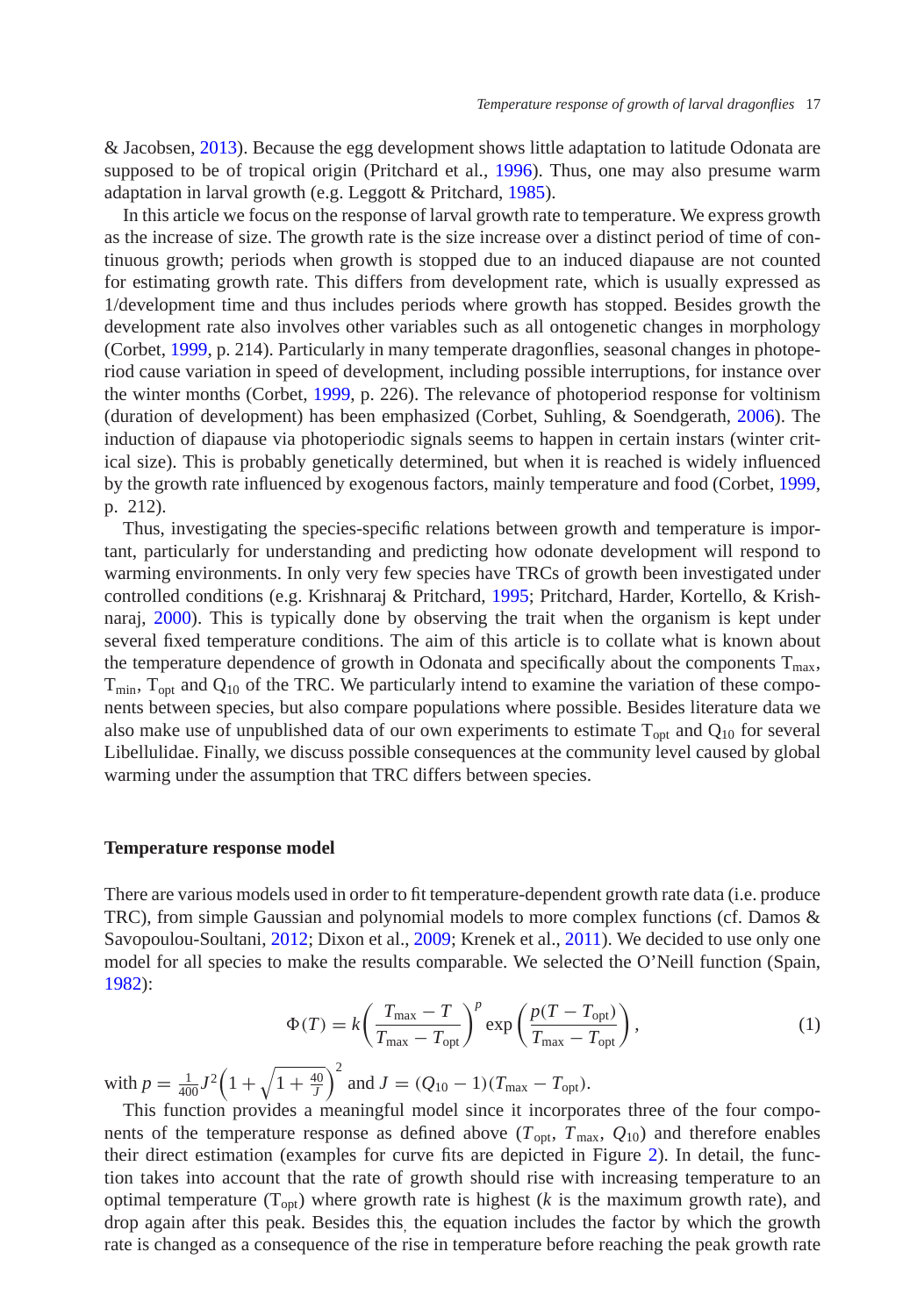& Jacobsen, 2013). Because the egg development shows little adaptation to latitude Odonata are supposed to be of tropical origin (Pritchard et al., 1996). Thus, one may also presume warm adaptation in larval growth (e.g. Leggott & Pritchard, 1985).

In this article we focus on the response of larval growth rate to temperature. We express growth as the increase of size. The growth rate is the size increase over a distinct period of time of continuous growth; periods when growth is stopped due to an induced diapause are not counted for estimating growth rate. This differs from development rate, which is usually expressed as 1/development time and thus includes periods where growth has stopped. Besides growth the development rate also involves other variables such as all ontogenetic changes in morphology (Corbet, 1999, p. 214). Particularly in many temperate dragonflies, seasonal changes in photoperiod cause variation in speed of development, including possible interruptions, for instance over the winter months (Corbet, 1999, p. 226). The relevance of photoperiod response for voltinism (duration of development) has been emphasized (Corbet, Suhling, & Soendgerath, 2006). The induction of diapause via photoperiodic signals seems to happen in certain instars (winter critical size). This is probably genetically determined, but when it is reached is widely influenced by the growth rate influenced by exogenous factors, mainly temperature and food (Corbet, 1999, p. 212).

Thus, investigating the species-specific relations between growth and temperature is important, particularly for understanding and predicting how odonate development will respond to warming environments. In only very few species have TRCs of growth been investigated under controlled conditions (e.g. Krishnaraj & Pritchard, 1995; Pritchard, Harder, Kortello, & Krishnaraj, 2000). This is typically done by observing the trait when the organism is kept under several fixed temperature conditions. The aim of this article is to collate what is known about the temperature dependence of growth in Odonata and specifically about the components $T_{max}$, $T_{min}$, $T_{opt}$ and $Q_{10}$ of the TRC. We particularly intend to examine the variation of these components between species, but also compare populations where possible. Besides literature data we also make use of unpublished data of our own experiments to estimate $T_{opt}$ and $Q_{10}$ for several Libellulidae. Finally, we discuss possible consequences at the community level caused by global warming under the assumption that TRC differs between species.

## Temperature response model

There are various models used in order to fit temperature-dependent growth rate data (i.e. produce TRC), from simple Gaussian and polynomial models to more complex functions (cf. Damos & Savopoulou-Soultani, 2012; Dixon et al., 2009; Krenek et al., 2011). We decided to use only one model for all species to make the results comparable. We selected the O'Neill function (Spain, 1982):

$$\Phi(T) = k\left(\frac{T_{max} - T}{T_{max} - T_{opt}}\right)^{p} \exp\left(\frac{p(T - T_{opt})}{T_{max} - T_{opt}}\right), \tag{1}$$

with $p = \frac{1}{400}J^2\left(1 + \sqrt{1 + \frac{40}{J}}\right)^2$ and $J = (Q_{10} - 1)(T_{max} - T_{opt})$.

This function provides a meaningful model since it incorporates three of the four components of the temperature response as defined above ($T_{opt}$, $T_{max}$, $Q_{10}$) and therefore enables their direct estimation (examples for curve fits are depicted in Figure 2). In detail, the function takes into account that the rate of growth should rise with increasing temperature to an optimal temperature ($T_{opt}$) where growth rate is highest ($k$ is the maximum growth rate), and drop again after this peak. Besides this, the equation includes the factor by which the growth rate is changed as a consequence of the rise in temperature before reaching the peak growth rate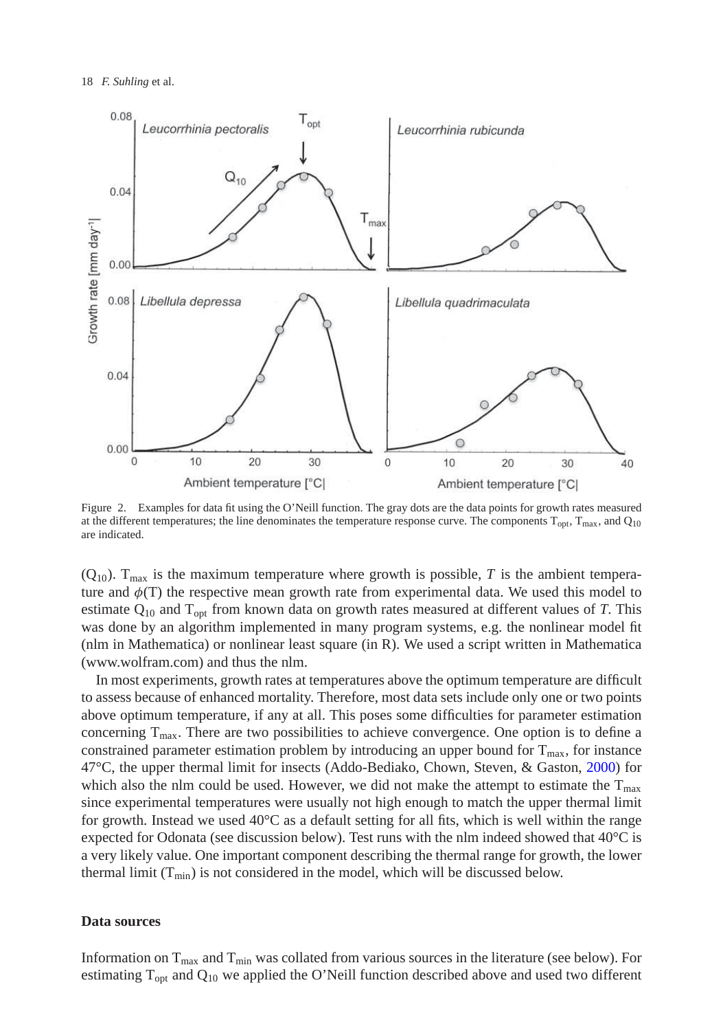Figure 2. Examples for data fit using the O'Neill function. The gray dots are the data points for growth rates measured at the different temperatures; the line denominates the temperature response curve. The components $T_{opt}$, $T_{max}$, and $Q_{10}$ are indicated.

($Q_{10}$). $T_{max}$ is the maximum temperature where growth is possible, $T$ is the ambient temperature and $\phi(T)$ the respective mean growth rate from experimental data. We used this model to estimate $Q_{10}$ and $T_{opt}$ from known data on growth rates measured at different values of $T$. This was done by an algorithm implemented in many program systems, e.g. the nonlinear model fit (nlm in Mathematica) or nonlinear least square (in R). We used a script written in Mathematica (www.wolfram.com) and thus the nlm.

In most experiments, growth rates at temperatures above the optimum temperature are difficult to assess because of enhanced mortality. Therefore, most data sets include only one or two points above optimum temperature, if any at all. This poses some difficulties for parameter estimation concerning $T_{max}$. There are two possibilities to achieve convergence. One option is to define a constrained parameter estimation problem by introducing an upper bound for $T_{max}$, for instance 47°C, the upper thermal limit for insects (Addo-Bediako, Chown, Steven, & Gaston, 2000) for which also the nlm could be used. However, we did not make the attempt to estimate the $T_{max}$ since experimental temperatures were usually not high enough to match the upper thermal limit for growth. Instead we used 40°C as a default setting for all fits, which is well within the range expected for Odonata (see discussion below). Test runs with the nlm indeed showed that 40°C is a very likely value. One important component describing the thermal range for growth, the lower thermal limit ($T_{min}$) is not considered in the model, which will be discussed below.

## Data sources

Information on $T_{max}$ and $T_{min}$ was collated from various sources in the literature (see below). For estimating $T_{opt}$ and $Q_{10}$ we applied the O'Neill function described above and used two different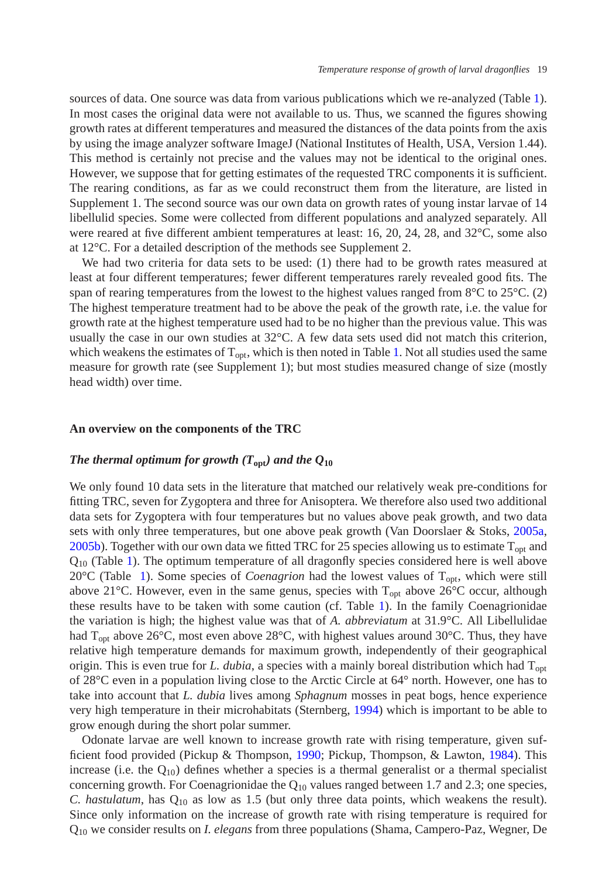sources of data. One source was data from various publications which we re-analyzed (Table 1). In most cases the original data were not available to us. Thus, we scanned the figures showing growth rates at different temperatures and measured the distances of the data points from the axis by using the image analyzer software ImageJ (National Institutes of Health, USA, Version 1.44). This method is certainly not precise and the values may not be identical to the original ones. However, we suppose that for getting estimates of the requested TRC components it is sufficient. The rearing conditions, as far as we could reconstruct them from the literature, are listed in Supplement 1. The second source was our own data on growth rates of young instar larvae of 14 libellulid species. Some were collected from different populations and analyzed separately. All were reared at five different ambient temperatures at least: 16, 20, 24, 28, and 32°C, some also at 12°C. For a detailed description of the methods see Supplement 2.

We had two criteria for data sets to be used: (1) there had to be growth rates measured at least at four different temperatures; fewer different temperatures rarely revealed good fits. The span of rearing temperatures from the lowest to the highest values ranged from 8°C to 25°C. (2) The highest temperature treatment had to be above the peak of the growth rate, i.e. the value for growth rate at the highest temperature used had to be no higher than the previous value. This was usually the case in our own studies at 32°C. A few data sets used did not match this criterion, which weakens the estimates of $T_{opt}$, which is then noted in Table 1. Not all studies used the same measure for growth rate (see Supplement 1); but most studies measured change of size (mostly head width) over time.

## An overview on the components of the TRC

### *The thermal optimum for growth ($T_{opt}$) and the $Q_{10}$*

We only found 10 data sets in the literature that matched our relatively weak pre-conditions for fitting TRC, seven for Zygoptera and three for Anisoptera. We therefore also used two additional data sets for Zygoptera with four temperatures but no values above peak growth, and two data sets with only three temperatures, but one above peak growth (Van Doorslaer & Stoks, 2005a, 2005b). Together with our own data we fitted TRC for 25 species allowing us to estimate $T_{opt}$ and $Q_{10}$ (Table 1). The optimum temperature of all dragonfly species considered here is well above 20°C (Table 1). Some species of *Coenagrion* had the lowest values of $T_{opt}$, which were still above 21°C. However, even in the same genus, species with $T_{opt}$ above 26°C occur, although these results have to be taken with some caution (cf. Table 1). In the family Coenagrionidae the variation is high; the highest value was that of *A. abbreviatum* at 31.9°C. All Libellulidae had $T_{opt}$ above 26°C, most even above 28°C, with highest values around 30°C. Thus, they have relative high temperature demands for maximum growth, independently of their geographical origin. This is even true for *L. dubia*, a species with a mainly boreal distribution which had $T_{opt}$ of 28°C even in a population living close to the Arctic Circle at 64° north. However, one has to take into account that *L. dubia* lives among *Sphagnum* mosses in peat bogs, hence experience very high temperature in their microhabitats (Sternberg, 1994) which is important to be able to grow enough during the short polar summer.

Odonate larvae are well known to increase growth rate with rising temperature, given sufficient food provided (Pickup & Thompson, 1990; Pickup, Thompson, & Lawton, 1984). This increase (i.e. the $Q_{10}$) defines whether a species is a thermal generalist or a thermal specialist concerning growth. For Coenagrionidae the $Q_{10}$ values ranged between 1.7 and 2.3; one species, *C. hastulatum*, has $Q_{10}$ as low as 1.5 (but only three data points, which weakens the result). Since only information on the increase of growth rate with rising temperature is required for $Q_{10}$ we consider results on *I. elegans* from three populations (Shama, Campero-Paz, Wegner, De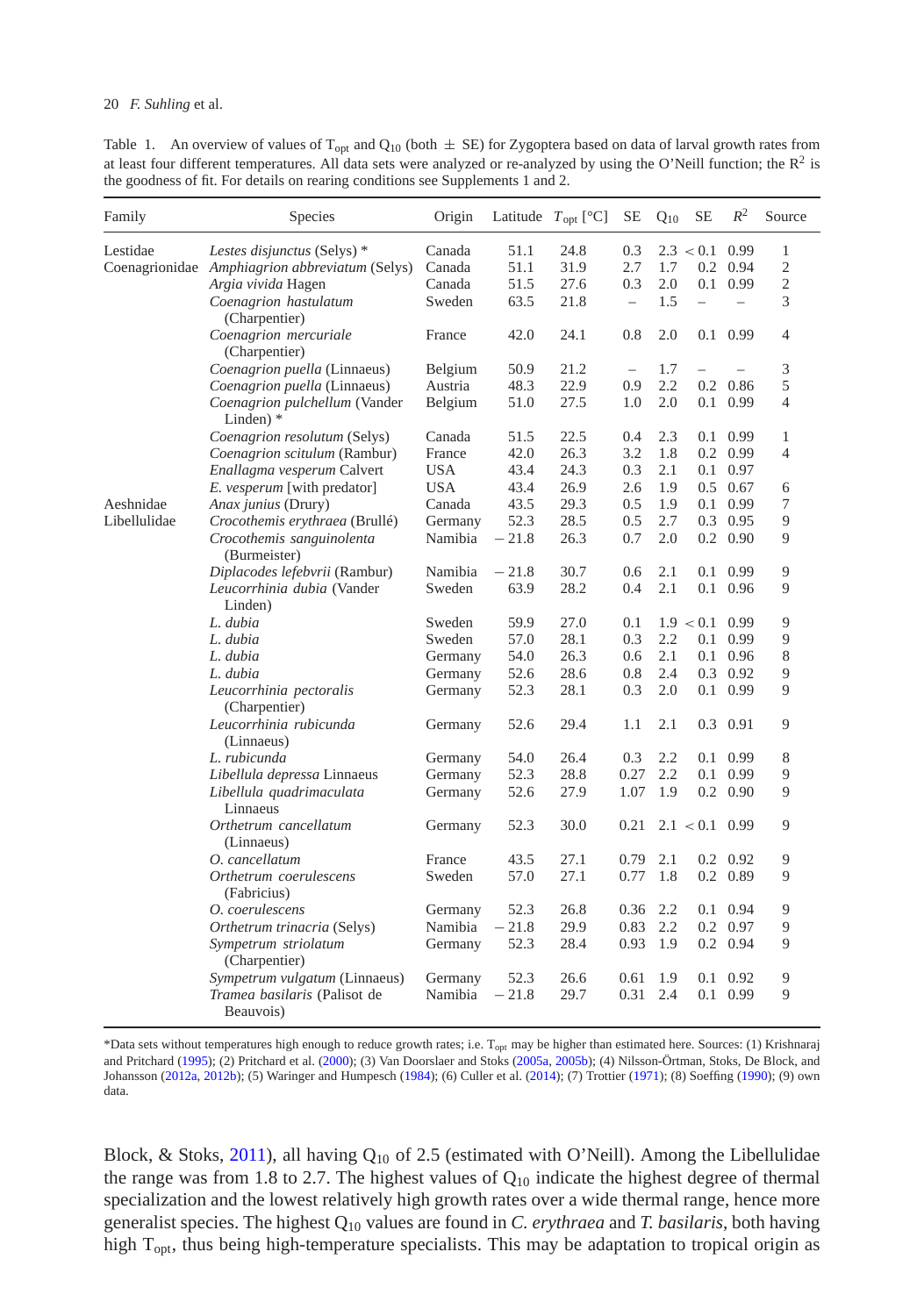Table 1. An overview of values of $T_{opt}$ and $Q_{10}$ (both ± SE) for Zygoptera based on data of larval growth rates from at least four different temperatures. All data sets were analyzed or re-analyzed by using the O'Neill function; the $R^2$ is the goodness of fit. For details on rearing conditions see Supplements 1 and 2.

| Family | Species | Origin | Latitude | $T_{opt}$ [°C] | SE | $Q_{10}$ | SE | $R^2$ | Source |
|---|---|---|---|---|---|---|---|---|---|
| Lestidae | *Lestes disjunctus* (Selys) * | Canada | 51.1 | 24.8 | 0.3 | 2.3 | < 0.1 | 0.99 | 1 |
| Coenagrionidae | *Amphiagrion abbreviatum* (Selys) | Canada | 51.1 | 31.9 | 2.7 | 1.7 | 0.2 | 0.94 | 2 |
| | *Argia vivida* Hagen | Canada | 51.5 | 27.6 | 0.3 | 2.0 | 0.1 | 0.99 | 2 |
| | *Coenagrion hastulatum* (Charpentier) | Sweden | 63.5 | 21.8 | – | 1.5 | – | – | 3 |
| | *Coenagrion mercuriale* (Charpentier) | France | 42.0 | 24.1 | 0.8 | 2.0 | 0.1 | 0.99 | 4 |
| | *Coenagrion puella* (Linnaeus) | Belgium | 50.9 | 21.2 | – | 1.7 | – | – | 3 |
| | *Coenagrion puella* (Linnaeus) | Austria | 48.3 | 22.9 | 0.9 | 2.2 | 0.2 | 0.86 | 5 |
| | *Coenagrion pulchellum* (Vander Linden) * | Belgium | 51.0 | 27.5 | 1.0 | 2.0 | 0.1 | 0.99 | 4 |
| | *Coenagrion resolutum* (Selys) | Canada | 51.5 | 22.5 | 0.4 | 2.3 | 0.1 | 0.99 | 1 |
| | *Coenagrion scitulum* (Rambur) | France | 42.0 | 26.3 | 3.2 | 1.8 | 0.2 | 0.99 | 4 |
| | *Enallagma vesperum* Calvert | USA | 43.4 | 24.3 | 0.3 | 2.1 | 0.1 | 0.97 | |
| | *E. vesperum* [with predator] | USA | 43.4 | 26.9 | 2.6 | 1.9 | 0.5 | 0.67 | 6 |
| Aeshnidae | *Anax junius* (Drury) | Canada | 43.5 | 29.3 | 0.5 | 1.9 | 0.1 | 0.99 | 7 |
| Libellulidae | *Crocothemis erythraea* (Brullé) | Germany | 52.3 | 28.5 | 0.5 | 2.7 | 0.3 | 0.95 | 9 |
| | *Crocothemis sanguinolenta* (Burmeister) | Namibia | − 21.8 | 26.3 | 0.7 | 2.0 | 0.2 | 0.90 | 9 |
| | *Diplacodes lefebvrii* (Rambur) | Namibia | − 21.8 | 30.7 | 0.6 | 2.1 | 0.1 | 0.99 | 9 |
| | *Leucorrhinia dubia* (Vander Linden) | Sweden | 63.9 | 28.2 | 0.4 | 2.1 | 0.1 | 0.96 | 9 |
| | *L. dubia* | Sweden | 59.9 | 27.0 | 0.1 | 1.9 | < 0.1 | 0.99 | 9 |
| | *L. dubia* | Sweden | 57.0 | 28.1 | 0.3 | 2.2 | 0.1 | 0.99 | 9 |
| | *L. dubia* | Germany | 54.0 | 26.3 | 0.6 | 2.1 | 0.1 | 0.96 | 8 |
| | *L. dubia* | Germany | 52.6 | 28.6 | 0.8 | 2.4 | 0.3 | 0.92 | 9 |
| | *Leucorrhinia pectoralis* (Charpentier) | Germany | 52.3 | 28.1 | 0.3 | 2.0 | 0.1 | 0.99 | 9 |
| | *Leucorrhinia rubicunda* (Linnaeus) | Germany | 52.6 | 29.4 | 1.1 | 2.1 | 0.3 | 0.91 | 9 |
| | *L. rubicunda* | Germany | 54.0 | 26.4 | 0.3 | 2.2 | 0.1 | 0.99 | 8 |
| | *Libellula depressa* Linnaeus | Germany | 52.3 | 28.8 | 0.27 | 2.2 | 0.1 | 0.99 | 9 |
| | *Libellula quadrimaculata* Linnaeus | Germany | 52.6 | 27.9 | 1.07 | 1.9 | 0.2 | 0.90 | 9 |
| | *Orthetrum cancellatum* (Linnaeus) | Germany | 52.3 | 30.0 | 0.21 | 2.1 | < 0.1 | 0.99 | 9 |
| | *O. cancellatum* | France | 43.5 | 27.1 | 0.79 | 2.1 | 0.2 | 0.92 | 9 |
| | *Orthetrum coerulescens* (Fabricius) | Sweden | 57.0 | 27.1 | 0.77 | 1.8 | 0.2 | 0.89 | 9 |
| | *O. coerulescens* | Germany | 52.3 | 26.8 | 0.36 | 2.2 | 0.1 | 0.94 | 9 |
| | *Orthetrum trinacria* (Selys) | Namibia | − 21.8 | 29.9 | 0.83 | 2.2 | 0.2 | 0.97 | 9 |
| | *Sympetrum striolatum* (Charpentier) | Germany | 52.3 | 28.4 | 0.93 | 1.9 | 0.2 | 0.94 | 9 |
| | *Sympetrum vulgatum* (Linnaeus) | Germany | 52.3 | 26.6 | 0.61 | 1.9 | 0.1 | 0.92 | 9 |
| | *Tramea basilaris* (Palisot de Beauvois) | Namibia | − 21.8 | 29.7 | 0.31 | 2.4 | 0.1 | 0.99 | 9 |

*Data sets without temperatures high enough to reduce growth rates; i.e. $T_{opt}$ may be higher than estimated here. Sources: (1) Krishnaraj and Pritchard (1995); (2) Pritchard et al. (2000); (3) Van Doorslaer and Stoks (2005a, 2005b); (4) Nilsson-Örtman, Stoks, De Block, and Johansson (2012a, 2012b); (5) Waringer and Humpesch (1984); (6) Culler et al. (2014); (7) Trottier (1971); (8) Soeffing (1990); (9) own data.

Block, & Stoks, 2011), all having $Q_{10}$ of 2.5 (estimated with O'Neill). Among the Libellulidae the range was from 1.8 to 2.7. The highest values of $Q_{10}$ indicate the highest degree of thermal specialization and the lowest relatively high growth rates over a wide thermal range, hence more generalist species. The highest $Q_{10}$ values are found in *C. erythraea* and *T. basilaris*, both having high $T_{opt}$, thus being high-temperature specialists. This may be adaptation to tropical origin as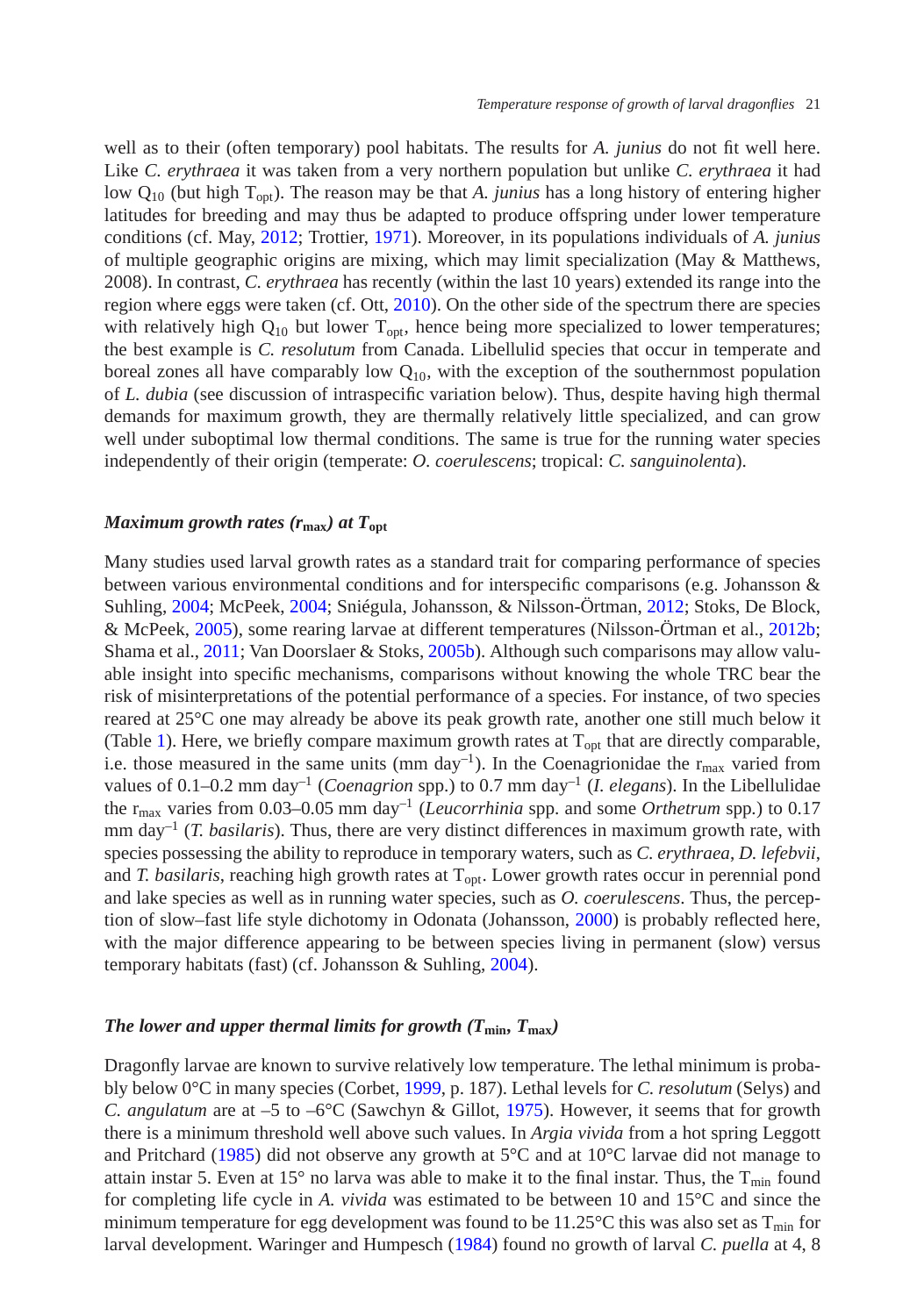well as to their (often temporary) pool habitats. The results for *A. junius* do not fit well here. Like *C. erythraea* it was taken from a very northern population but unlike *C. erythraea* it had low $Q_{10}$ (but high $T_{opt}$). The reason may be that *A. junius* has a long history of entering higher latitudes for breeding and may thus be adapted to produce offspring under lower temperature conditions (cf. May, 2012; Trottier, 1971). Moreover, in its populations individuals of *A. junius* of multiple geographic origins are mixing, which may limit specialization (May & Matthews, 2008). In contrast, *C. erythraea* has recently (within the last 10 years) extended its range into the region where eggs were taken (cf. Ott, 2010). On the other side of the spectrum there are species with relatively high $Q_{10}$ but lower $T_{opt}$, hence being more specialized to lower temperatures; the best example is *C. resolutum* from Canada. Libellulid species that occur in temperate and boreal zones all have comparably low $Q_{10}$, with the exception of the southernmost population of *L. dubia* (see discussion of intraspecific variation below). Thus, despite having high thermal demands for maximum growth, they are thermally relatively little specialized, and can grow well under suboptimal low thermal conditions. The same is true for the running water species independently of their origin (temperate: *O. coerulescens*; tropical: *C. sanguinolenta*).

### *Maximum growth rates ($r_{max}$) at $T_{opt}$*

Many studies used larval growth rates as a standard trait for comparing performance of species between various environmental conditions and for interspecific comparisons (e.g. Johansson & Suhling, 2004; McPeek, 2004; Sniégula, Johansson, & Nilsson-Örtman, 2012; Stoks, De Block, & McPeek, 2005), some rearing larvae at different temperatures (Nilsson-Örtman et al., 2012b; Shama et al., 2011; Van Doorslaer & Stoks, 2005b). Although such comparisons may allow valuable insight into specific mechanisms, comparisons without knowing the whole TRC bear the risk of misinterpretations of the potential performance of a species. For instance, of two species reared at 25°C one may already be above its peak growth rate, another one still much below it (Table 1). Here, we briefly compare maximum growth rates at $T_{opt}$ that are directly comparable, i.e. those measured in the same units (mm $day^{-1}$). In the Coenagrionidae the $r_{max}$ varied from values of 0.1–0.2 mm $day^{-1}$ (*Coenagrion* spp.) to 0.7 mm $day^{-1}$ (*I. elegans*). In the Libellulidae the $r_{max}$ varies from 0.03–0.05 mm $day^{-1}$ (*Leucorrhinia* spp. and some *Orthetrum* spp.) to 0.17 mm $day^{-1}$ (*T. basilaris*). Thus, there are very distinct differences in maximum growth rate, with species possessing the ability to reproduce in temporary waters, such as *C. erythraea*, *D. lefebvii*, and *T. basilaris*, reaching high growth rates at $T_{opt}$. Lower growth rates occur in perennial pond and lake species as well as in running water species, such as *O. coerulescens*. Thus, the perception of slow–fast life style dichotomy in Odonata (Johansson, 2000) is probably reflected here, with the major difference appearing to be between species living in permanent (slow) versus temporary habitats (fast) (cf. Johansson & Suhling, 2004).

### *The lower and upper thermal limits for growth ($T_{min}$, $T_{max}$)*

Dragonfly larvae are known to survive relatively low temperature. The lethal minimum is probably below 0°C in many species (Corbet, 1999, p. 187). Lethal levels for *C. resolutum* (Selys) and *C. angulatum* are at –5 to –6°C (Sawchyn & Gillot, 1975). However, it seems that for growth there is a minimum threshold well above such values. In *Argia vivida* from a hot spring Leggott and Pritchard (1985) did not observe any growth at 5°C and at 10°C larvae did not manage to attain instar 5. Even at 15° no larva was able to make it to the final instar. Thus, the $T_{min}$ found for completing life cycle in *A. vivida* was estimated to be between 10 and 15°C and since the minimum temperature for egg development was found to be 11.25°C this was also set as $T_{min}$ for larval development. Waringer and Humpesch (1984) found no growth of larval *C. puella* at 4, 8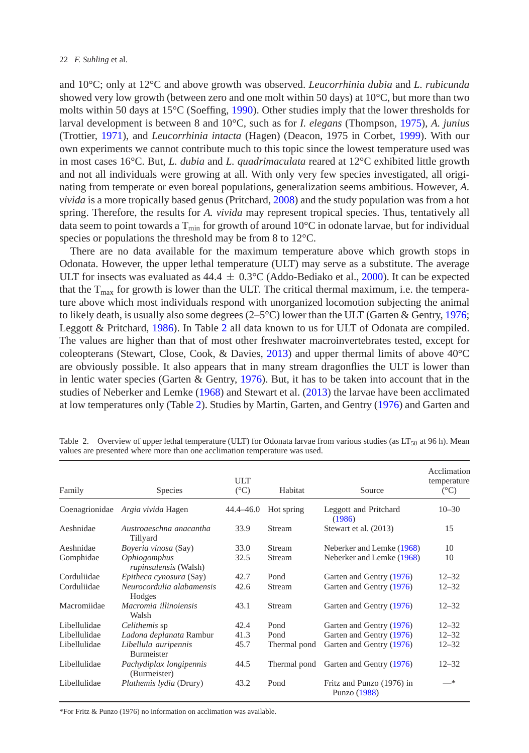and 10°C; only at 12°C and above growth was observed. *Leucorrhinia dubia* and *L. rubicunda* showed very low growth (between zero and one molt within 50 days) at 10°C, but more than two molts within 50 days at 15°C (Soeffing, 1990). Other studies imply that the lower thresholds for larval development is between 8 and 10°C, such as for *I. elegans* (Thompson, 1975), *A. junius* (Trottier, 1971), and *Leucorrhinia intacta* (Hagen) (Deacon, 1975 in Corbet, 1999). With our own experiments we cannot contribute much to this topic since the lowest temperature used was in most cases 16°C. But, *L. dubia* and *L. quadrimaculata* reared at 12°C exhibited little growth and not all individuals were growing at all. With only very few species investigated, all originating from temperate or even boreal populations, generalization seems ambitious. However, *A. vivida* is a more tropically based genus (Pritchard, 2008) and the study population was from a hot spring. Therefore, the results for *A. vivida* may represent tropical species. Thus, tentatively all data seem to point towards a $T_{min}$ for growth of around 10°C in odonate larvae, but for individual species or populations the threshold may be from 8 to 12°C.

There are no data available for the maximum temperature above which growth stops in Odonata. However, the upper lethal temperature (ULT) may serve as a substitute. The average ULT for insects was evaluated as 44.4 ± 0.3°C (Addo-Bediako et al., 2000). It can be expected that the $T_{max}$ for growth is lower than the ULT. The critical thermal maximum, i.e. the temperature above which most individuals respond with unorganized locomotion subjecting the animal to likely death, is usually also some degrees (2–5°C) lower than the ULT (Garten & Gentry, 1976; Leggott & Pritchard, 1986). In Table 2 all data known to us for ULT of Odonata are compiled. The values are higher than that of most other freshwater macroinvertebrates tested, except for coleopterans (Stewart, Close, Cook, & Davies, 2013) and upper thermal limits of above 40°C are obviously possible. It also appears that in many stream dragonflies the ULT is lower than in lentic water species (Garten & Gentry, 1976). But, it has to be taken into account that in the studies of Neberker and Lemke (1968) and Stewart et al. (2013) the larvae have been acclimated at low temperatures only (Table 2). Studies by Martin, Garten, and Gentry (1976) and Garten and

Table 2. Overview of upper lethal temperature (ULT) for Odonata larvae from various studies (as $LT_{50}$ at 96 h). Mean values are presented where more than one acclimation temperature was used.

| Family | Species | ULT (°C) | Habitat | Source | Acclimation temperature (°C) |
|---|---|---|---|---|---|
| Coenagrionidae | *Argia vivida* Hagen | 44.4–46.0 | Hot spring | Leggott and Pritchard (1986) | 10–30 |
| Aeshnidae | *Austroaeschna anacantha* Tillyard | 33.9 | Stream | Stewart et al. (2013) | 15 |
| Aeshnidae | *Boyeria vinosa* (Say) | 33.0 | Stream | Neberker and Lemke (1968) | 10 |
| Gomphidae | *Ophiogomphus rupinsulensis* (Walsh) | 32.5 | Stream | Neberker and Lemke (1968) | 10 |
| Corduliidae | *Epitheca cynosura* (Say) | 42.7 | Pond | Garten and Gentry (1976) | 12–32 |
| Corduliidae | *Neurocordulia alabamensis* Hodges | 42.6 | Stream | Garten and Gentry (1976) | 12–32 |
| Macromiidae | *Macromia illinoiensis* Walsh | 43.1 | Stream | Garten and Gentry (1976) | 12–32 |
| Libellulidae | *Celithemis* sp | 42.4 | Pond | Garten and Gentry (1976) | 12–32 |
| Libellulidae | *Ladona deplanata* Rambur | 41.3 | Pond | Garten and Gentry (1976) | 12–32 |
| Libellulidae | *Libellula auripennis* Burmeister | 45.7 | Thermal pond | Garten and Gentry (1976) | 12–32 |
| Libellulidae | *Pachydiplax longipennis* (Burmeister) | 44.5 | Thermal pond | Garten and Gentry (1976) | 12–32 |
| Libellulidae | *Plathemis lydia* (Drury) | 43.2 | Pond | Fritz and Punzo (1976) in Punzo (1988) | —* |

*For Fritz & Punzo (1976) no information on acclimation was available.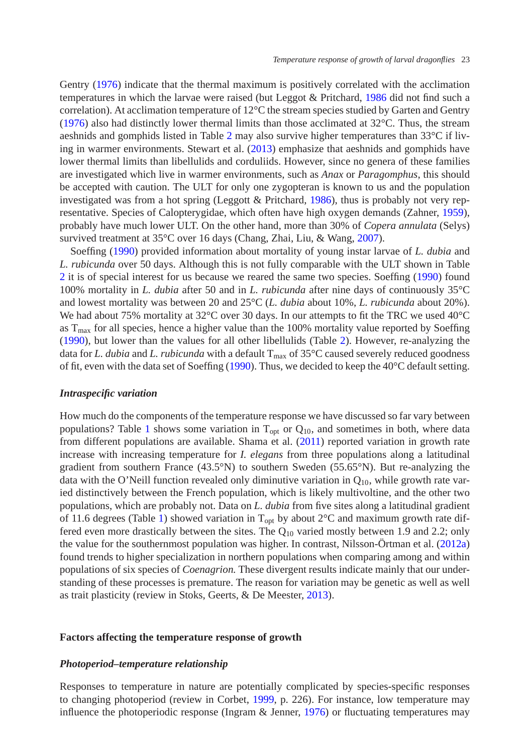Gentry (1976) indicate that the thermal maximum is positively correlated with the acclimation temperatures in which the larvae were raised (but Leggot & Pritchard, 1986 did not find such a correlation). At acclimation temperature of 12°C the stream species studied by Garten and Gentry (1976) also had distinctly lower thermal limits than those acclimated at 32°C. Thus, the stream aeshnids and gomphids listed in Table 2 may also survive higher temperatures than 33°C if living in warmer environments. Stewart et al. (2013) emphasize that aeshnids and gomphids have lower thermal limits than libellulids and corduliids. However, since no genera of these families are investigated which live in warmer environments, such as *Anax* or *Paragomphus*, this should be accepted with caution. The ULT for only one zygopteran is known to us and the population investigated was from a hot spring (Leggott & Pritchard, 1986), thus is probably not very representative. Species of Calopterygidae, which often have high oxygen demands (Zahner, 1959), probably have much lower ULT. On the other hand, more than 30% of *Copera annulata* (Selys) survived treatment at 35°C over 16 days (Chang, Zhai, Liu, & Wang, 2007).

Soeffing (1990) provided information about mortality of young instar larvae of *L. dubia* and *L. rubicunda* over 50 days. Although this is not fully comparable with the ULT shown in Table 2 it is of special interest for us because we reared the same two species. Soeffing (1990) found 100% mortality in *L. dubia* after 50 and in *L. rubicunda* after nine days of continuously 35°C and lowest mortality was between 20 and 25°C (*L. dubia* about 10%, *L. rubicunda* about 20%). We had about 75% mortality at 32°C over 30 days. In our attempts to fit the TRC we used 40°C as $T_{max}$ for all species, hence a higher value than the 100% mortality value reported by Soeffing (1990), but lower than the values for all other libellulids (Table 2). However, re-analyzing the data for *L. dubia* and *L. rubicunda* with a default $T_{max}$ of 35°C caused severely reduced goodness of fit, even with the data set of Soeffing (1990). Thus, we decided to keep the 40°C default setting.

### *Intraspecific variation*

How much do the components of the temperature response we have discussed so far vary between populations? Table 1 shows some variation in $T_{opt}$ or $Q_{10}$, and sometimes in both, where data from different populations are available. Shama et al. (2011) reported variation in growth rate increase with increasing temperature for *I. elegans* from three populations along a latitudinal gradient from southern France (43.5°N) to southern Sweden (55.65°N). But re-analyzing the data with the O'Neill function revealed only diminutive variation in $Q_{10}$, while growth rate varied distinctively between the French population, which is likely multivoltine, and the other two populations, which are probably not. Data on *L. dubia* from five sites along a latitudinal gradient of 11.6 degrees (Table 1) showed variation in $T_{opt}$ by about 2°C and maximum growth rate differed even more drastically between the sites. The $Q_{10}$ varied mostly between 1.9 and 2.2; only the value for the southernmost population was higher. In contrast, Nilsson-Örtman et al. (2012a) found trends to higher specialization in northern populations when comparing among and within populations of six species of *Coenagrion.* These divergent results indicate mainly that our understanding of these processes is premature. The reason for variation may be genetic as well as well as trait plasticity (review in Stoks, Geerts, & De Meester, 2013).

## Factors affecting the temperature response of growth

### *Photoperiod–temperature relationship*

Responses to temperature in nature are potentially complicated by species-specific responses to changing photoperiod (review in Corbet, 1999, p. 226). For instance, low temperature may influence the photoperiodic response (Ingram & Jenner, 1976) or fluctuating temperatures may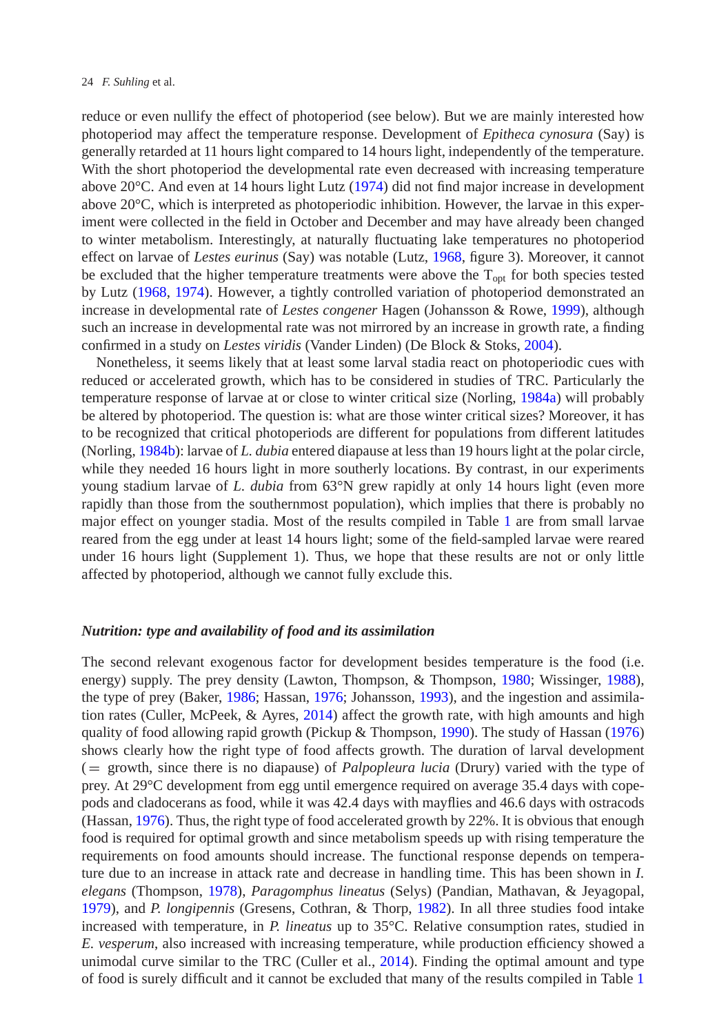reduce or even nullify the effect of photoperiod (see below). But we are mainly interested how photoperiod may affect the temperature response. Development of *Epitheca cynosura* (Say) is generally retarded at 11 hours light compared to 14 hours light, independently of the temperature. With the short photoperiod the developmental rate even decreased with increasing temperature above 20°C. And even at 14 hours light Lutz (1974) did not find major increase in development above 20°C, which is interpreted as photoperiodic inhibition. However, the larvae in this experiment were collected in the field in October and December and may have already been changed to winter metabolism. Interestingly, at naturally fluctuating lake temperatures no photoperiod effect on larvae of *Lestes eurinus* (Say) was notable (Lutz, 1968, figure 3). Moreover, it cannot be excluded that the higher temperature treatments were above the $T_{opt}$ for both species tested by Lutz (1968, 1974). However, a tightly controlled variation of photoperiod demonstrated an increase in developmental rate of *Lestes congener* Hagen (Johansson & Rowe, 1999), although such an increase in developmental rate was not mirrored by an increase in growth rate, a finding confirmed in a study on *Lestes viridis* (Vander Linden) (De Block & Stoks, 2004).

Nonetheless, it seems likely that at least some larval stadia react on photoperiodic cues with reduced or accelerated growth, which has to be considered in studies of TRC. Particularly the temperature response of larvae at or close to winter critical size (Norling, 1984a) will probably be altered by photoperiod. The question is: what are those winter critical sizes? Moreover, it has to be recognized that critical photoperiods are different for populations from different latitudes (Norling, 1984b): larvae of *L. dubia* entered diapause at less than 19 hours light at the polar circle, while they needed 16 hours light in more southerly locations. By contrast, in our experiments young stadium larvae of *L. dubia* from 63°N grew rapidly at only 14 hours light (even more rapidly than those from the southernmost population), which implies that there is probably no major effect on younger stadia. Most of the results compiled in Table 1 are from small larvae reared from the egg under at least 14 hours light; some of the field-sampled larvae were reared under 16 hours light (Supplement 1). Thus, we hope that these results are not or only little affected by photoperiod, although we cannot fully exclude this.

### *Nutrition: type and availability of food and its assimilation*

The second relevant exogenous factor for development besides temperature is the food (i.e. energy) supply. The prey density (Lawton, Thompson, & Thompson, 1980; Wissinger, 1988), the type of prey (Baker, 1986; Hassan, 1976; Johansson, 1993), and the ingestion and assimilation rates (Culler, McPeek, & Ayres, 2014) affect the growth rate, with high amounts and high quality of food allowing rapid growth (Pickup & Thompson, 1990). The study of Hassan (1976) shows clearly how the right type of food affects growth. The duration of larval development (= growth, since there is no diapause) of *Palpopleura lucia* (Drury) varied with the type of prey. At 29°C development from egg until emergence required on average 35.4 days with copepods and cladocerans as food, while it was 42.4 days with mayflies and 46.6 days with ostracods (Hassan, 1976). Thus, the right type of food accelerated growth by 22%. It is obvious that enough food is required for optimal growth and since metabolism speeds up with rising temperature the requirements on food amounts should increase. The functional response depends on temperature due to an increase in attack rate and decrease in handling time. This has been shown in *I. elegans* (Thompson, 1978), *Paragomphus lineatus* (Selys) (Pandian, Mathavan, & Jeyagopal, 1979), and *P. longipennis* (Gresens, Cothran, & Thorp, 1982). In all three studies food intake increased with temperature, in *P. lineatus* up to 35°C. Relative consumption rates, studied in *E. vesperum*, also increased with increasing temperature, while production efficiency showed a unimodal curve similar to the TRC (Culler et al., 2014). Finding the optimal amount and type of food is surely difficult and it cannot be excluded that many of the results compiled in Table 1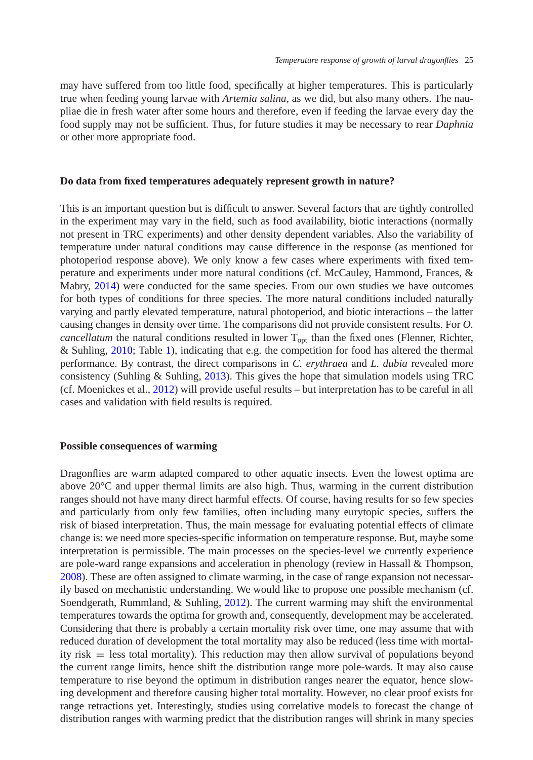may have suffered from too little food, specifically at higher temperatures. This is particularly true when feeding young larvae with *Artemia salina*, as we did, but also many others. The nauplie die in fresh water after some hours and therefore, even if feeding the larvae every day the food supply may not be sufficient. Thus, for future studies it may be necessary to rear *Daphnia* or other more appropriate food.

## Do data from fixed temperatures adequately represent growth in nature?

This is an important question but is difficult to answer. Several factors that are tightly controlled in the experiment may vary in the field, such as food availability, biotic interactions (normally not present in TRC experiments) and other density dependent variables. Also the variability of temperature under natural conditions may cause difference in the response (as mentioned for photoperiod response above). We only know a few cases where experiments with fixed temperature and experiments under more natural conditions (cf. McCauley, Hammond, Frances, & Mabry, 2014) were conducted for the same species. From our own studies we have outcomes for both types of conditions for three species. The more natural conditions included naturally varying and partly elevated temperature, natural photoperiod, and biotic interactions – the latter causing changes in density over time. The comparisons did not provide consistent results. For *O. cancellatum* the natural conditions resulted in lower $T_{opt}$ than the fixed ones (Flenner, Richter, & Suhling, 2010; Table 1), indicating that e.g. the competition for food has altered the thermal performance. By contrast, the direct comparisons in *C. erythraea* and *L. dubia* revealed more consistency (Suhling & Suhling, 2013). This gives the hope that simulation models using TRC (cf. Moenickes et al., 2012) will provide useful results – but interpretation has to be careful in all cases and validation with field results is required.

## Possible consequences of warming

Dragonflies are warm adapted compared to other aquatic insects. Even the lowest optima are above 20°C and upper thermal limits are also high. Thus, warming in the current distribution ranges should not have many direct harmful effects. Of course, having results for so few species and particularly from only few families, often including many eurytopic species, suffers the risk of biased interpretation. Thus, the main message for evaluating potential effects of climate change is: we need more species-specific information on temperature response. But, maybe some interpretation is permissible. The main processes on the species-level we currently experience are pole-ward range expansions and acceleration in phenology (review in Hassall & Thompson, 2008). These are often assigned to climate warming, in the case of range expansion not necessarily based on mechanistic understanding. We would like to propose one possible mechanism (cf. Soendgerath, Rummland, & Suhling, 2012). The current warming may shift the environmental temperatures towards the optima for growth and, consequently, development may be accelerated. Considering that there is probably a certain mortality risk over time, one may assume that with reduced duration of development the total mortality may also be reduced (less time with mortality risk = less total mortality). This reduction may then allow survival of populations beyond the current range limits, hence shift the distribution range more pole-wards. It may also cause temperature to rise beyond the optimum in distribution ranges nearer the equator, hence slowing development and therefore causing higher total mortality. However, no clear proof exists for range retractions yet. Interestingly, studies using correlative models to forecast the change of distribution ranges with warming predict that the distribution ranges will shrink in many species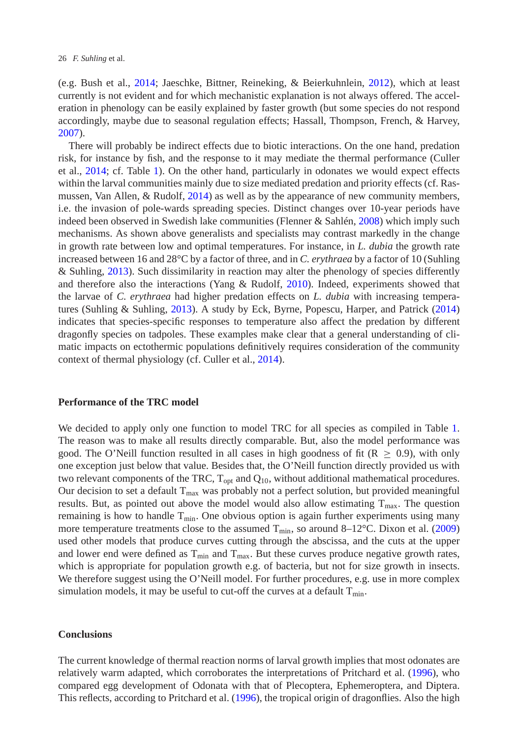(e.g. Bush et al., 2014; Jaeschke, Bittner, Reineking, & Beierkuhnlein, 2012), which at least currently is not evident and for which mechanistic explanation is not always offered. The acceleration in phenology can be easily explained by faster growth (but some species do not respond accordingly, maybe due to seasonal regulation effects; Hassall, Thompson, French, & Harvey, 2007).

There will probably be indirect effects due to biotic interactions. On the one hand, predation risk, for instance by fish, and the response to it may mediate the thermal performance (Culler et al., 2014; cf. Table 1). On the other hand, particularly in odonates we would expect effects within the larval communities mainly due to size mediated predation and priority effects (cf. Rasmussen, Van Allen, & Rudolf, 2014) as well as by the appearance of new community members, i.e. the invasion of pole-wards spreading species. Distinct changes over 10-year periods have indeed been observed in Swedish lake communities (Flenner & Sahlén, 2008) which imply such mechanisms. As shown above generalists and specialists may contrast markedly in the change in growth rate between low and optimal temperatures. For instance, in *L. dubia* the growth rate increased between 16 and 28°C by a factor of three, and in *C. erythraea* by a factor of 10 (Suhling & Suhling, 2013). Such dissimilarity in reaction may alter the phenology of species differently and therefore also the interactions (Yang & Rudolf, 2010). Indeed, experiments showed that the larvae of *C. erythraea* had higher predation effects on *L. dubia* with increasing temperatures (Suhling & Suhling, 2013). A study by Eck, Byrne, Popescu, Harper, and Patrick (2014) indicates that species-specific responses to temperature also affect the predation by different dragonfly species on tadpoles. These examples make clear that a general understanding of climatic impacts on ectothermic populations definitively requires consideration of the community context of thermal physiology (cf. Culler et al., 2014).

## Performance of the TRC model

We decided to apply only one function to model TRC for all species as compiled in Table 1. The reason was to make all results directly comparable. But, also the model performance was good. The O'Neill function resulted in all cases in high goodness of fit ($R \geq 0.9$), with only one exception just below that value. Besides that, the O'Neill function directly provided us with two relevant components of the TRC, $T_{opt}$ and $Q_{10}$, without additional mathematical procedures. Our decision to set a default $T_{max}$ was probably not a perfect solution, but provided meaningful results. But, as pointed out above the model would also allow estimating $T_{max}$. The question remaining is how to handle $T_{min}$. One obvious option is again further experiments using many more temperature treatments close to the assumed $T_{min}$, so around 8–12°C. Dixon et al. (2009) used other models that produce curves cutting through the abscissa, and the cuts at the upper and lower end were defined as $T_{min}$ and $T_{max}$. But these curves produce negative growth rates, which is appropriate for population growth e.g. of bacteria, but not for size growth in insects. We therefore suggest using the O'Neill model. For further procedures, e.g. use in more complex simulation models, it may be useful to cut-off the curves at a default $T_{min}$.

## Conclusions

The current knowledge of thermal reaction norms of larval growth implies that most odonates are relatively warm adapted, which corroborates the interpretations of Pritchard et al. (1996), who compared egg development of Odonata with that of Plecoptera, Ephemeroptera, and Diptera. This reflects, according to Pritchard et al. (1996), the tropical origin of dragonflies. Also the high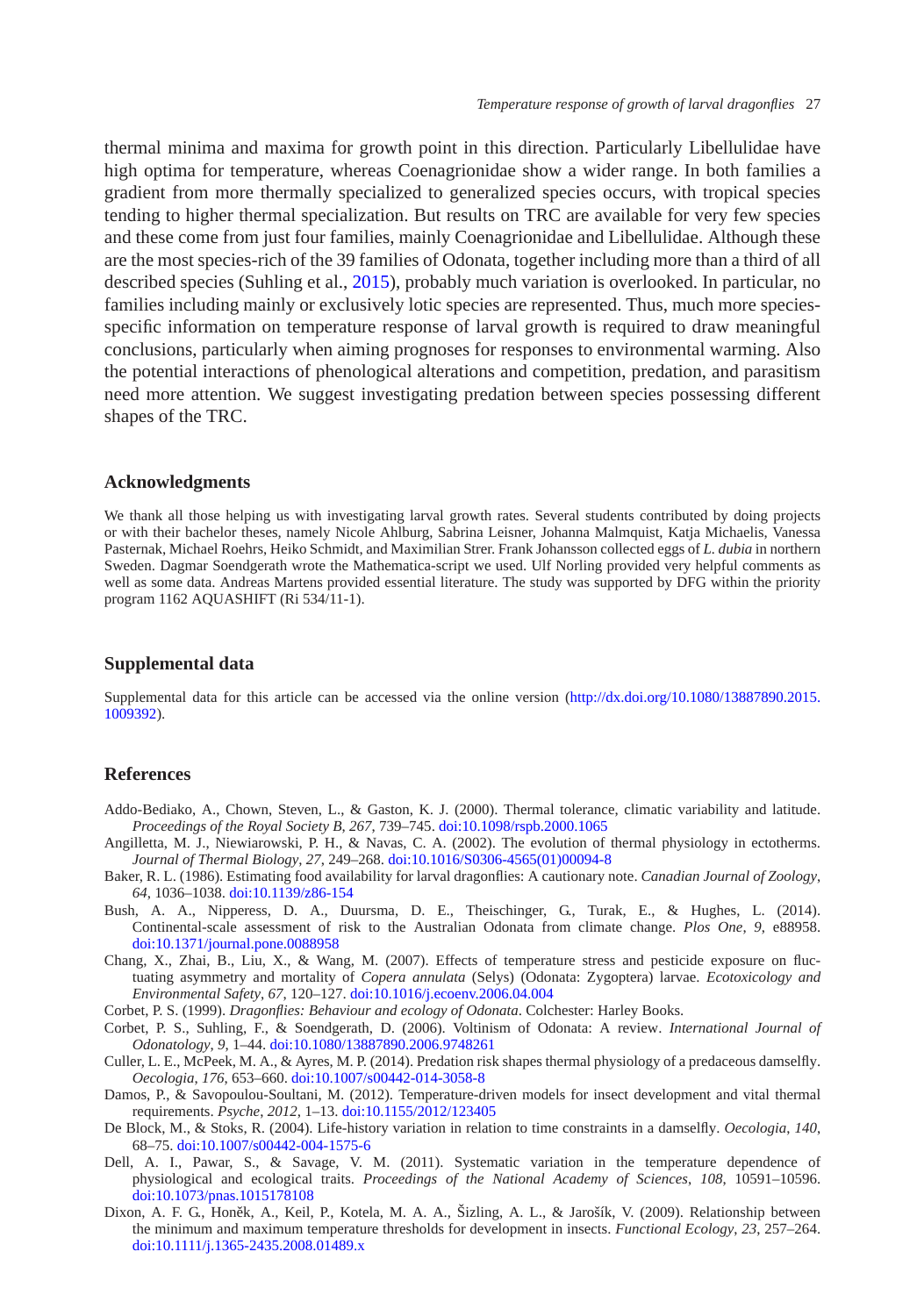thermal minima and maxima for growth point in this direction. Particularly Libellulidae have high optima for temperature, whereas Coenagrionidae show a wider range. In both families a gradient from more thermally specialized to generalized species occurs, with tropical species tending to higher thermal specialization. But results on TRC are available for very few species and these come from just four families, mainly Coenagrionidae and Libellulidae. Although these are the most species-rich of the 39 families of Odonata, together including more than a third of all described species (Suhling et al., 2015), probably much variation is overlooked. In particular, no families including mainly or exclusively lotic species are represented. Thus, much more species-specific information on temperature response of larval growth is required to draw meaningful conclusions, particularly when aiming prognoses for responses to environmental warming. Also the potential interactions of phenological alterations and competition, predation, and parasitism need more attention. We suggest investigating predation between species possessing different shapes of the TRC.

## Acknowledgments

We thank all those helping us with investigating larval growth rates. Several students contributed by doing projects or with their bachelor theses, namely Nicole Ahlburg, Sabrina Leisner, Johanna Malmquist, Katja Michaelis, Vanessa Pasternak, Michael Roehrs, Heiko Schmidt, and Maximilian Strer. Frank Johansson collected eggs of *L. dubia* in northern Sweden. Dagmar Soendgerath wrote the Mathematica-script we used. Ulf Norling provided very helpful comments as well as some data. Andreas Martens provided essential literature. The study was supported by DFG within the priority program 1162 AQUASHIFT (Ri 534/11-1).

## Supplemental data

Supplemental data for this article can be accessed via the online version (http://dx.doi.org/10.1080/13887890.2015.1009392).

## References

Addo-Bediako, A., Chown, Steven, L., & Gaston, K. J. (2000). Thermal tolerance, climatic variability and latitude. *Proceedings of the Royal Society B*, *267*, 739–745. doi:10.1098/rspb.2000.1065

Angilletta, M. J., Niewiarowski, P. H., & Navas, C. A. (2002). The evolution of thermal physiology in ectotherms. *Journal of Thermal Biology*, *27*, 249–268. doi:10.1016/S0306-4565(01)00094-8

Baker, R. L. (1986). Estimating food availability for larval dragonflies: A cautionary note. *Canadian Journal of Zoology*, *64*, 1036–1038. doi:10.1139/z86-154

Bush, A. A., Nipperess, D. A., Duursma, D. E., Theischinger, G., Turak, E., & Hughes, L. (2014). Continental-scale assessment of risk to the Australian Odonata from climate change. *Plos One*, *9*, e88958. doi:10.1371/journal.pone.0088958

Chang, X., Zhai, B., Liu, X., & Wang, M. (2007). Effects of temperature stress and pesticide exposure on fluctuating asymmetry and mortality of *Copera annulata* (Selys) (Odonata: Zygoptera) larvae. *Ecotoxicology and Environmental Safety*, *67*, 120–127. doi:10.1016/j.ecoenv.2006.04.004

Corbet, P. S. (1999). *Dragonflies: Behaviour and ecology of Odonata*. Colchester: Harley Books.

Corbet, P. S., Suhling, F., & Soendgerath, D. (2006). Voltinism of Odonata: A review. *International Journal of Odonatology*, *9*, 1–44. doi:10.1080/13887890.2006.9748261

Culler, L. E., McPeek, M. A., & Ayres, M. P. (2014). Predation risk shapes thermal physiology of a predaceous damselfly. *Oecologia*, *176*, 653–660. doi:10.1007/s00442-014-3058-8

Damos, P., & Savopoulou-Soultani, M. (2012). Temperature-driven models for insect development and vital thermal requirements. *Psyche*, *2012*, 1–13. doi:10.1155/2012/123405

De Block, M., & Stoks, R. (2004). Life-history variation in relation to time constraints in a damselfly. *Oecologia*, *140*, 68–75. doi:10.1007/s00442-004-1575-6

Dell, A. I., Pawar, S., & Savage, V. M. (2011). Systematic variation in the temperature dependence of physiological and ecological traits. *Proceedings of the National Academy of Sciences*, *108*, 10591–10596. doi:10.1073/pnas.1015178108

Dixon, A. F. G., Honěk, A., Keil, P., Kotela, M. A. A., Šizling, A. L., & Jarošík, V. (2009). Relationship between the minimum and maximum temperature thresholds for development in insects. *Functional Ecology*, *23*, 257–264. doi:10.1111/j.1365-2435.2008.01489.x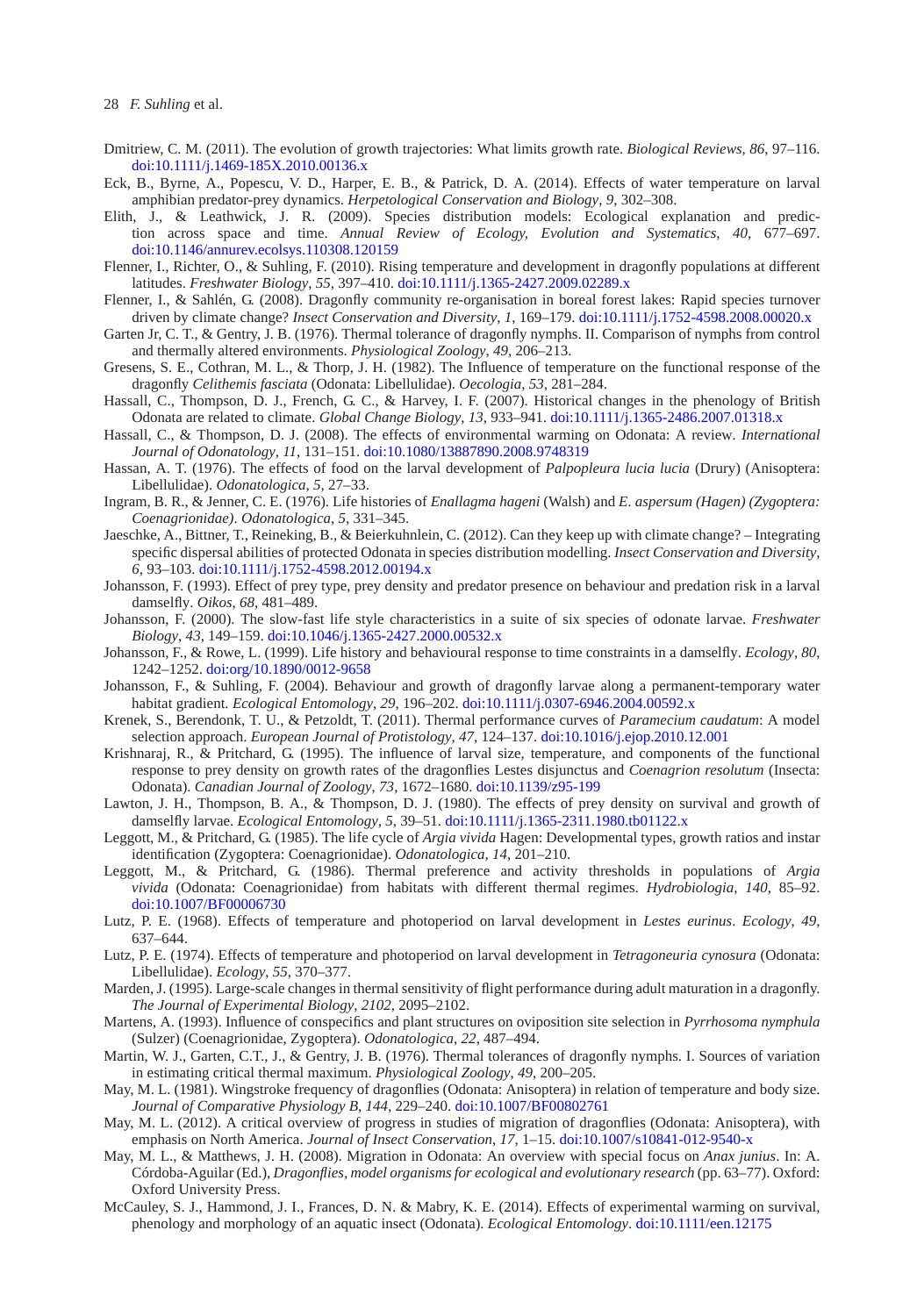Dmitriew, C. M. (2011). The evolution of growth trajectories: What limits growth rate. *Biological Reviews*, *86*, 97–116. doi:10.1111/j.1469-185X.2010.00136.x

Eck, B., Byrne, A., Popescu, V. D., Harper, E. B., & Patrick, D. A. (2014). Effects of water temperature on larval amphibian predator-prey dynamics. *Herpetological Conservation and Biology*, *9*, 302–308.

Elith, J., & Leathwick, J. R. (2009). Species distribution models: Ecological explanation and prediction across space and time. *Annual Review of Ecology, Evolution and Systematics*, *40*, 677–697. doi:10.1146/annurev.ecolsys.110308.120159

Flenner, I., Richter, O., & Suhling, F. (2010). Rising temperature and development in dragonfly populations at different latitudes. *Freshwater Biology*, *55*, 397–410. doi:10.1111/j.1365-2427.2009.02289.x

Flenner, I., & Sahlén, G. (2008). Dragonfly community re-organisation in boreal forest lakes: Rapid species turnover driven by climate change? *Insect Conservation and Diversity*, *1*, 169–179. doi:10.1111/j.1752-4598.2008.00020.x

Garten Jr, C. T., & Gentry, J. B. (1976). Thermal tolerance of dragonfly nymphs. II. Comparison of nymphs from control and thermally altered environments. *Physiological Zoology*, *49*, 206–213.

Gresens, S. E., Cothran, M. L., & Thorp, J. H. (1982). The Influence of temperature on the functional response of the dragonfly *Celithemis fasciata* (Odonata: Libellulidae). *Oecologia*, *53*, 281–284.

Hassall, C., Thompson, D. J., French, G. C., & Harvey, I. F. (2007). Historical changes in the phenology of British Odonata are related to climate. *Global Change Biology*, *13*, 933–941. doi:10.1111/j.1365-2486.2007.01318.x

Hassall, C., & Thompson, D. J. (2008). The effects of environmental warming on Odonata: A review. *International Journal of Odonatology*, *11*, 131–151. doi:10.1080/13887890.2008.9748319

Hassan, A. T. (1976). The effects of food on the larval development of *Palpopleura lucia lucia* (Drury) (Anisoptera: Libellulidae). *Odonatologica*, *5*, 27–33.

Ingram, B. R., & Jenner, C. E. (1976). Life histories of *Enallagma hageni* (Walsh) and *E. aspersum (Hagen) (Zygoptera: Coenagrionidae)*. *Odonatologica*, *5*, 331–345.

Jaeschke, A., Bittner, T., Reineking, B., & Beierkuhnlein, C. (2012). Can they keep up with climate change? – Integrating specific dispersal abilities of protected Odonata in species distribution modelling. *Insect Conservation and Diversity*, *6*, 93–103. doi:10.1111/j.1752-4598.2012.00194.x

Johansson, F. (1993). Effect of prey type, prey density and predator presence on behaviour and predation risk in a larval damselfly. *Oikos*, *68*, 481–489.

Johansson, F. (2000). The slow-fast life style characteristics in a suite of six species of odonate larvae. *Freshwater Biology*, *43*, 149–159. doi:10.1046/j.1365-2427.2000.00532.x

Johansson, F., & Rowe, L. (1999). Life history and behavioural response to time constraints in a damselfly. *Ecology*, *80*, 1242–1252. doi:org/10.1890/0012-9658

Johansson, F., & Suhling, F. (2004). Behaviour and growth of dragonfly larvae along a permanent-temporary water habitat gradient. *Ecological Entomology*, *29*, 196–202. doi:10.1111/j.0307-6946.2004.00592.x

Krenek, S., Berendonk, T. U., & Petzoldt, T. (2011). Thermal performance curves of *Paramecium caudatum*: A model selection approach. *European Journal of Protistology*, *47*, 124–137. doi:10.1016/j.ejop.2010.12.001

Krishnaraj, R., & Pritchard, G. (1995). The influence of larval size, temperature, and components of the functional response to prey density on growth rates of the dragonflies Lestes disjunctus and *Coenagrion resolutum* (Insecta: Odonata). *Canadian Journal of Zoology*, *73*, 1672–1680. doi:10.1139/z95-199

Lawton, J. H., Thompson, B. A., & Thompson, D. J. (1980). The effects of prey density on survival and growth of damselfly larvae. *Ecological Entomology*, *5*, 39–51. doi:10.1111/j.1365-2311.1980.tb01122.x

Leggott, M., & Pritchard, G. (1985). The life cycle of *Argia vivida* Hagen: Developmental types, growth ratios and instar identification (Zygoptera: Coenagrionidae). *Odonatologica*, *14*, 201–210.

Leggott, M., & Pritchard, G. (1986). Thermal preference and activity thresholds in populations of *Argia vivida* (Odonata: Coenagrionidae) from habitats with different thermal regimes. *Hydrobiologia*, *140*, 85–92. doi:10.1007/BF00006730

Lutz, P. E. (1968). Effects of temperature and photoperiod on larval development in *Lestes eurinus*. *Ecology*, *49*, 637–644.

Lutz, P. E. (1974). Effects of temperature and photoperiod on larval development in *Tetragoneuria cynosura* (Odonata: Libellulidae). *Ecology*, *55*, 370–377.

Marden, J. (1995). Large-scale changes in thermal sensitivity of flight performance during adult maturation in a dragonfly. *The Journal of Experimental Biology*, *2102*, 2095–2102.

Martens, A. (1993). Influence of conspecifics and plant structures on oviposition site selection in *Pyrrhosoma nymphula* (Sulzer) (Coenagrionidae, Zygoptera). *Odonatologica*, *22*, 487–494.

Martin, W. J., Garten, C.T., J., & Gentry, J. B. (1976). Thermal tolerances of dragonfly nymphs. I. Sources of variation in estimating critical thermal maximum. *Physiological Zoology*, *49*, 200–205.

May, M. L. (1981). Wingstroke frequency of dragonflies (Odonata: Anisoptera) in relation of temperature and body size. *Journal of Comparative Physiology B*, *144*, 229–240. doi:10.1007/BF00802761

May, M. L. (2012). A critical overview of progress in studies of migration of dragonflies (Odonata: Anisoptera), with emphasis on North America. *Journal of Insect Conservation*, *17*, 1–15. doi:10.1007/s10841-012-9540-x

May, M. L., & Matthews, J. H. (2008). Migration in Odonata: An overview with special focus on *Anax junius*. In: A. Córdoba-Aguilar (Ed.), *Dragonflies, model organisms for ecological and evolutionary research* (pp. 63–77). Oxford: Oxford University Press.

McCauley, S. J., Hammond, J. I., Frances, D. N. & Mabry, K. E. (2014). Effects of experimental warming on survival, phenology and morphology of an aquatic insect (Odonata). *Ecological Entomology*. doi:10.1111/een.12175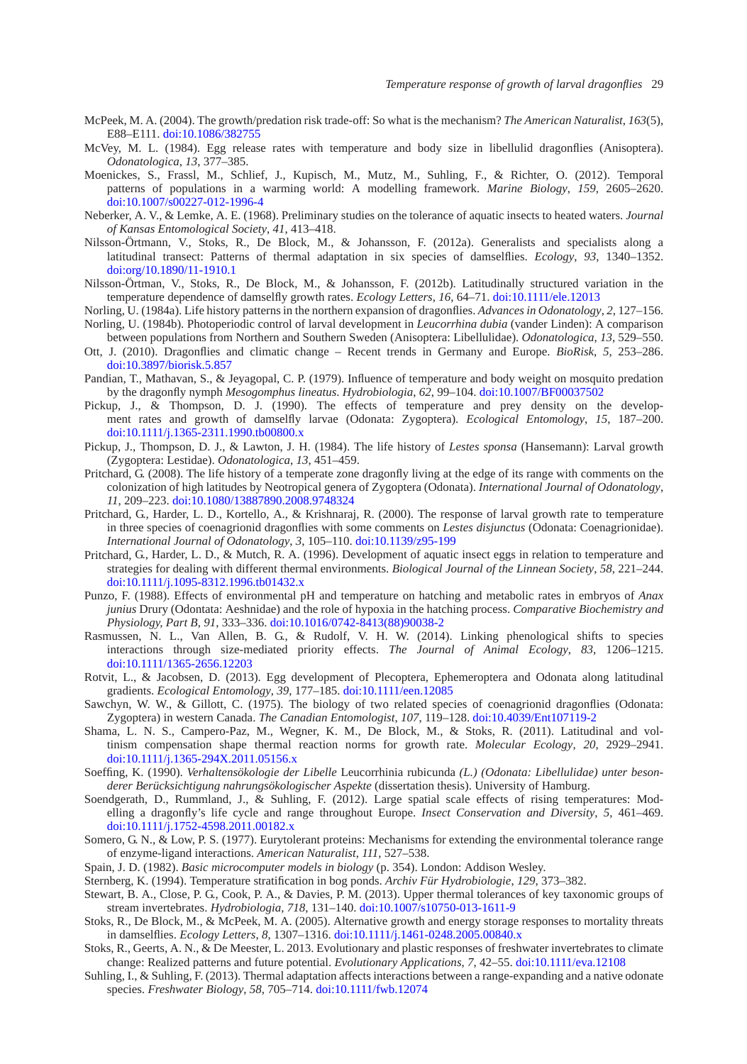McPeek, M. A. (2004). The growth/predation risk trade-off: So what is the mechanism? *The American Naturalist*, *163*(5), E88–E111. doi:10.1086/382755

McVey, M. L. (1984). Egg release rates with temperature and body size in libellulid dragonflies (Anisoptera). *Odonatologica*, *13*, 377–385.

Moenickes, S., Frassl, M., Schlief, J., Kupisch, M., Mutz, M., Suhling, F., & Richter, O. (2012). Temporal patterns of populations in a warming world: A modelling framework. *Marine Biology*, *159*, 2605–2620. doi:10.1007/s00227-012-1996-4

Neberker, A. V., & Lemke, A. E. (1968). Preliminary studies on the tolerance of aquatic insects to heated waters. *Journal of Kansas Entomological Society*, *41*, 413–418.

Nilsson-Örtmann, V., Stoks, R., De Block, M., & Johansson, F. (2012a). Generalists and specialists along a latitudinal transect: Patterns of thermal adaptation in six species of damselflies. *Ecology*, *93*, 1340–1352. doi:org/10.1890/11-1910.1

Nilsson-Örtman, V., Stoks, R., De Block, M., & Johansson, F. (2012b). Latitudinally structured variation in the temperature dependence of damselfly growth rates. *Ecology Letters*, *16*, 64–71. doi:10.1111/ele.12013

Norling, U. (1984a). Life history patterns in the northern expansion of dragonflies. *Advances in Odonatology*, *2*, 127–156.

Norling, U. (1984b). Photoperiodic control of larval development in *Leucorrhina dubia* (vander Linden): A comparison between populations from Northern and Southern Sweden (Anisoptera: Libellulidae). *Odonatologica*, *13*, 529–550.

Ott, J. (2010). Dragonflies and climatic change – Recent trends in Germany and Europe. *BioRisk*, *5*, 253–286. doi:10.3897/biorisk.5.857

Pandian, T., Mathavan, S., & Jeyagopal, C. P. (1979). Influence of temperature and body weight on mosquito predation by the dragonfly nymph *Mesogomphus lineatus*. *Hydrobiologia*, *62*, 99–104. doi:10.1007/BF00037502

Pickup, J., & Thompson, D. J. (1990). The effects of temperature and prey density on the development rates and growth of damselfly larvae (Odonata: Zygoptera). *Ecological Entomology*, *15*, 187–200. doi:10.1111/j.1365-2311.1990.tb00800.x

Pickup, J., Thompson, D. J., & Lawton, J. H. (1984). The life history of *Lestes sponsa* (Hansemann): Larval growth (Zygoptera: Lestidae). *Odonatologica*, *13*, 451–459.

Pritchard, G. (2008). The life history of a temperate zone dragonfly living at the edge of its range with comments on the colonization of high latitudes by Neotropical genera of Zygoptera (Odonata). *International Journal of Odonatology*, *11*, 209–223. doi:10.1080/13887890.2008.9748324

Pritchard, G., Harder, L. D., Kortello, A., & Krishnaraj, R. (2000). The response of larval growth rate to temperature in three species of coenagrionid dragonflies with some comments on *Lestes disjunctus* (Odonata: Coenagrionidae). *International Journal of Odonatology*, *3*, 105–110. doi:10.1139/z95-199

Pritchard, G., Harder, L. D., & Mutch, R. A. (1996). Development of aquatic insect eggs in relation to temperature and strategies for dealing with different thermal environments. *Biological Journal of the Linnean Society*, *58*, 221–244. doi:10.1111/j.1095-8312.1996.tb01432.x

Punzo, F. (1988). Effects of environmental pH and temperature on hatching and metabolic rates in embryos of *Anax junius* Drury (Odontata: Aeshnidae) and the role of hypoxia in the hatching process. *Comparative Biochemistry and Physiology, Part B*, *91*, 333–336. doi:10.1016/0742-8413(88)90038-2

Rasmussen, N. L., Van Allen, B. G., & Rudolf, V. H. W. (2014). Linking phenological shifts to species interactions through size-mediated priority effects. *The Journal of Animal Ecology*, *83*, 1206–1215. doi:10.1111/1365-2656.12203

Rotvit, L., & Jacobsen, D. (2013). Egg development of Plecoptera, Ephemeroptera and Odonata along latitudinal gradients. *Ecological Entomology*, *39*, 177–185. doi:10.1111/een.12085

Sawchyn, W. W., & Gillott, C. (1975). The biology of two related species of coenagrionid dragonflies (Odonata: Zygoptera) in western Canada. *The Canadian Entomologist*, *107*, 119–128. doi:10.4039/Ent107119-2

Shama, L. N. S., Campero-Paz, M., Wegner, K. M., De Block, M., & Stoks, R. (2011). Latitudinal and voltinism compensation shape thermal reaction norms for growth rate. *Molecular Ecology*, *20*, 2929–2941. doi:10.1111/j.1365-294X.2011.05156.x

Soeffing, K. (1990). *Verhaltensökologie der Libelle* Leucorrhinia rubicunda *(L.) (Odonata: Libellulidae) unter besonderer Berücksichtigung nahrungsökologischer Aspekte* (dissertation thesis). University of Hamburg.

Soendgerath, D., Rummland, J., & Suhling, F. (2012). Large spatial scale effects of rising temperatures: Modelling a dragonfly's life cycle and range throughout Europe. *Insect Conservation and Diversity*, *5*, 461–469. doi:10.1111/j.1752-4598.2011.00182.x

Somero, G. N., & Low, P. S. (1977). Eurytolerant proteins: Mechanisms for extending the environmental tolerance range of enzyme-ligand interactions. *American Naturalist*, *111*, 527–538.

Spain, J. D. (1982). *Basic microcomputer models in biology* (p. 354). London: Addison Wesley.

Sternberg, K. (1994). Temperature stratification in bog ponds. *Archiv Für Hydrobiologie*, *129*, 373–382.

Stewart, B. A., Close, P. G., Cook, P. A., & Davies, P. M. (2013). Upper thermal tolerances of key taxonomic groups of stream invertebrates. *Hydrobiologia*, *718*, 131–140. doi:10.1007/s10750-013-1611-9

Stoks, R., De Block, M., & McPeek, M. A. (2005). Alternative growth and energy storage responses to mortality threats in damselflies. *Ecology Letters*, *8*, 1307–1316. doi:10.1111/j.1461-0248.2005.00840.x

Stoks, R., Geerts, A. N., & De Meester, L. 2013. Evolutionary and plastic responses of freshwater invertebrates to climate change: Realized patterns and future potential. *Evolutionary Applications*, *7*, 42–55. doi:10.1111/eva.12108

Suhling, I., & Suhling, F. (2013). Thermal adaptation affects interactions between a range-expanding and a native odonate species. *Freshwater Biology*, *58*, 705–714. doi:10.1111/fwb.12074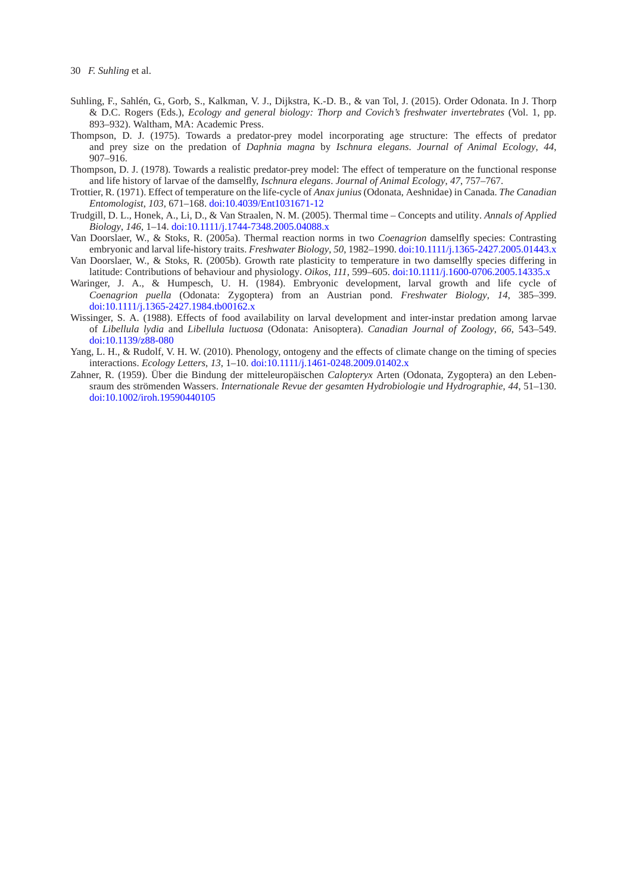Suhling, F., Sahlén, G., Gorb, S., Kalkman, V. J., Dijkstra, K.-D. B., & van Tol, J. (2015). Order Odonata. In J. Thorp & D.C. Rogers (Eds.), *Ecology and general biology: Thorp and Covich's freshwater invertebrates* (Vol. 1, pp. 893–932). Waltham, MA: Academic Press.

Thompson, D. J. (1975). Towards a predator-prey model incorporating age structure: The effects of predator and prey size on the predation of *Daphnia magna* by *Ischnura elegans*. *Journal of Animal Ecology*, *44*, 907–916.

Thompson, D. J. (1978). Towards a realistic predator-prey model: The effect of temperature on the functional response and life history of larvae of the damselfly, *Ischnura elegans*. *Journal of Animal Ecology*, *47*, 757–767.

Trottier, R. (1971). Effect of temperature on the life-cycle of *Anax junius* (Odonata, Aeshnidae) in Canada. *The Canadian Entomologist*, *103*, 671–168. doi:10.4039/Ent1031671-12

Trudgill, D. L., Honek, A., Li, D., & Van Straalen, N. M. (2005). Thermal time – Concepts and utility. *Annals of Applied Biology*, *146*, 1–14. doi:10.1111/j.1744-7348.2005.04088.x

Van Doorslaer, W., & Stoks, R. (2005a). Thermal reaction norms in two *Coenagrion* damselfly species: Contrasting embryonic and larval life-history traits. *Freshwater Biology*, *50*, 1982–1990. doi:10.1111/j.1365-2427.2005.01443.x

Van Doorslaer, W., & Stoks, R. (2005b). Growth rate plasticity to temperature in two damselfly species differing in latitude: Contributions of behaviour and physiology. *Oikos*, *111*, 599–605. doi:10.1111/j.1600-0706.2005.14335.x

Waringer, J. A., & Humpesch, U. H. (1984). Embryonic development, larval growth and life cycle of *Coenagrion puella* (Odonata: Zygoptera) from an Austrian pond. *Freshwater Biology*, *14*, 385–399. doi:10.1111/j.1365-2427.1984.tb00162.x

Wissinger, S. A. (1988). Effects of food availability on larval development and inter-instar predation among larvae of *Libellula lydia* and *Libellula luctuosa* (Odonata: Anisoptera). *Canadian Journal of Zoology*, *66*, 543–549. doi:10.1139/z88-080

Yang, L. H., & Rudolf, V. H. W. (2010). Phenology, ontogeny and the effects of climate change on the timing of species interactions. *Ecology Letters*, *13*, 1–10. doi:10.1111/j.1461-0248.2009.01402.x

Zahner, R. (1959). Über die Bindung der mitteleuropäischen *Calopteryx* Arten (Odonata, Zygoptera) an den Lebensraum des strömenden Wassers. *Internationale Revue der gesamten Hydrobiologie und Hydrographie*, *44*, 51–130. doi:10.1002/iroh.19590440105